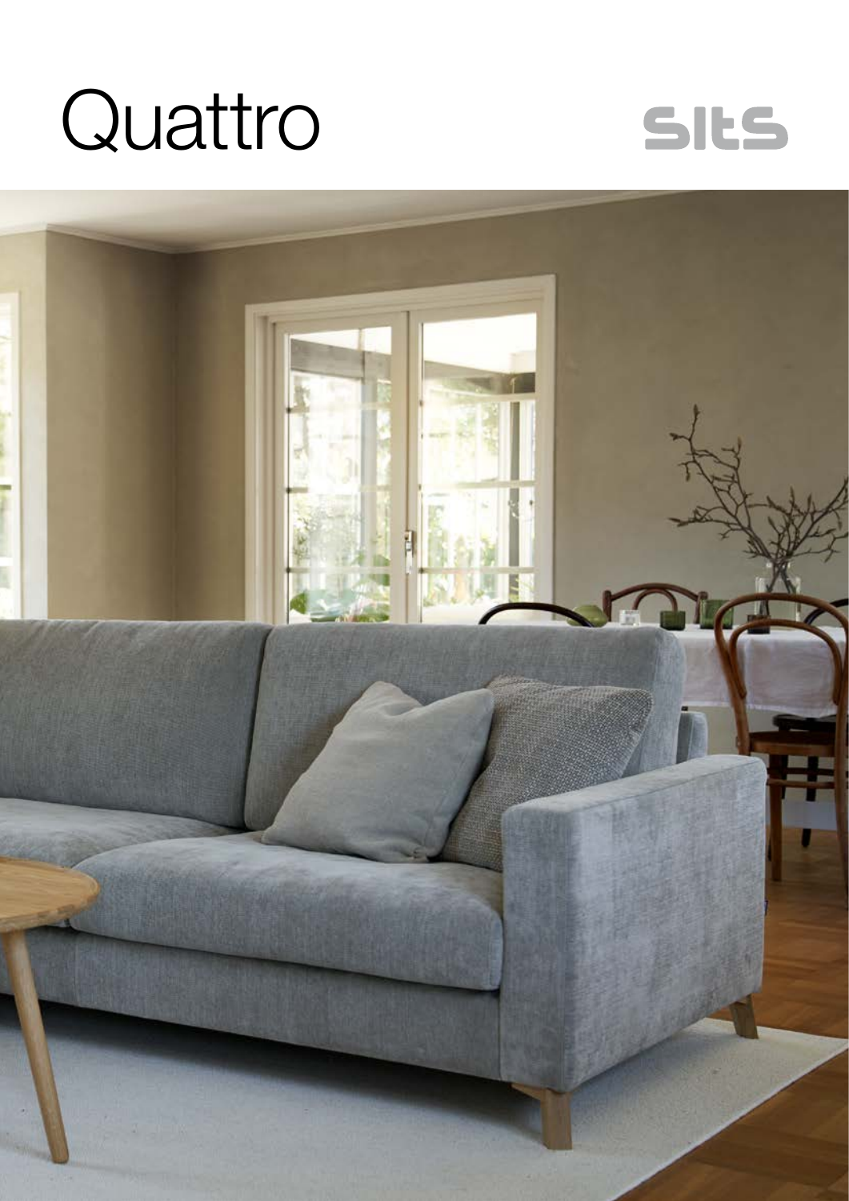# Quattro

sits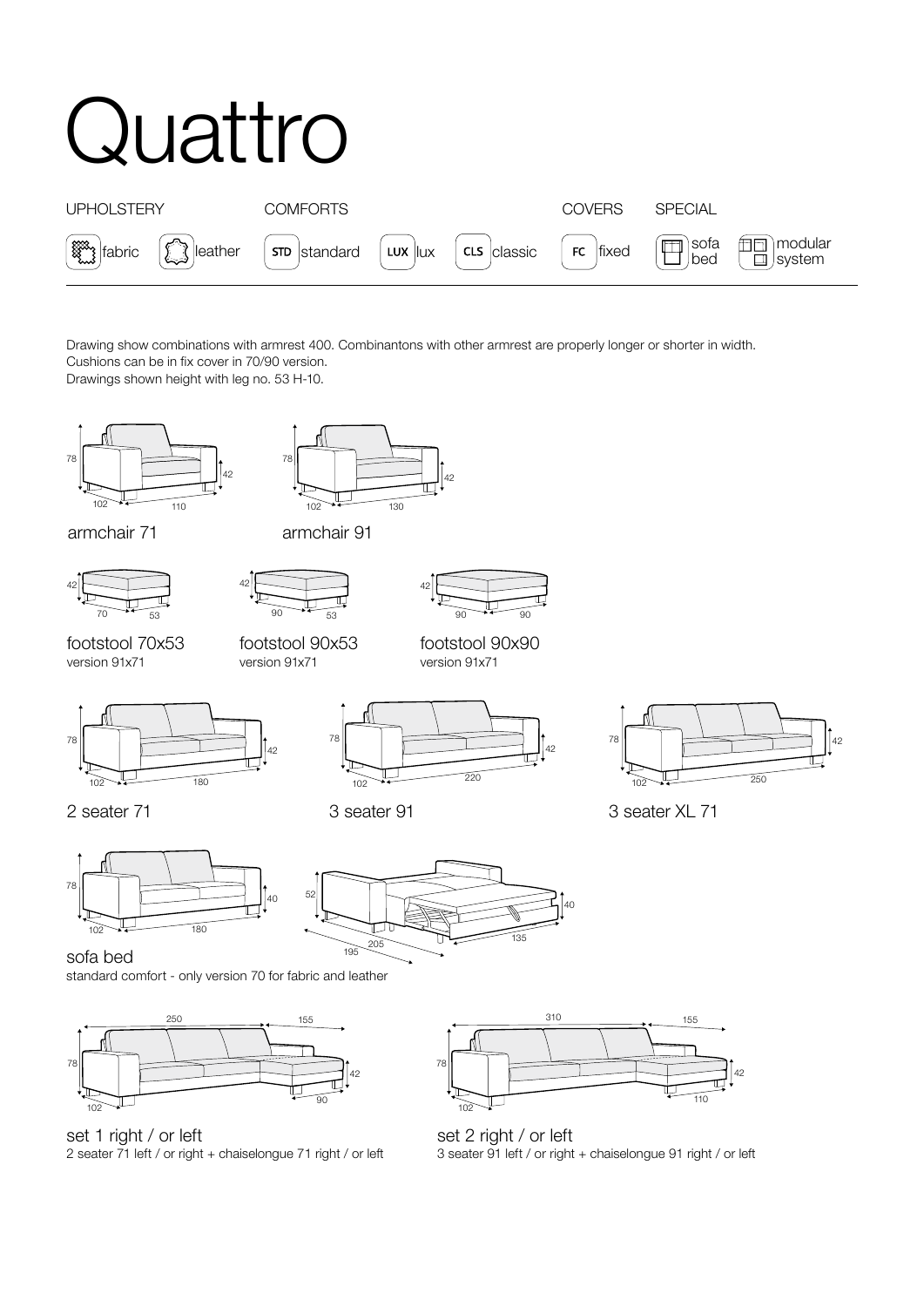# Quattro

UPHOLSTERY: fabric, leather

COMFORTS: STD standard, LUX lux, CLS classic

COVERS: FC fixed

SPECIAL: sofa bed, modular system

Drawing show combinations with armrest 400. Combinantons with other armrest are properly longer or shorter in width.
Cushions can be in fix cover in 70/90 version.
Drawings shown height with leg no. 53 H-10.

78 / 42 / 102 / 110

armchair 71

78 / 42 / 102 / 130

armchair 91

42 / 70 / 53

footstool 70x53
version 91x71

42 / 90 / 53

footstool 90x53
version 91x71

42 / 90 / 90

footstool 90x90
version 91x71

78 / 42 / 102 / 180

2 seater 71

78 / 42 / 102 / 220

3 seater 91

78 / 42 / 102 / 250

3 seater XL 71

78 / 40 / 102 / 180

52 / 40 / 195 / 205 / 135

sofa bed
standard comfort - only version 70 for fabric and leather

250 / 155 / 78 / 42 / 102 / 90

set 1 right / or left
2 seater 71 left / or right + chaiselongue 71 right / or left

310 / 155 / 78 / 42 / 102 / 110

set 2 right / or left
3 seater 91 left / or right + chaiselongue 91 right / or left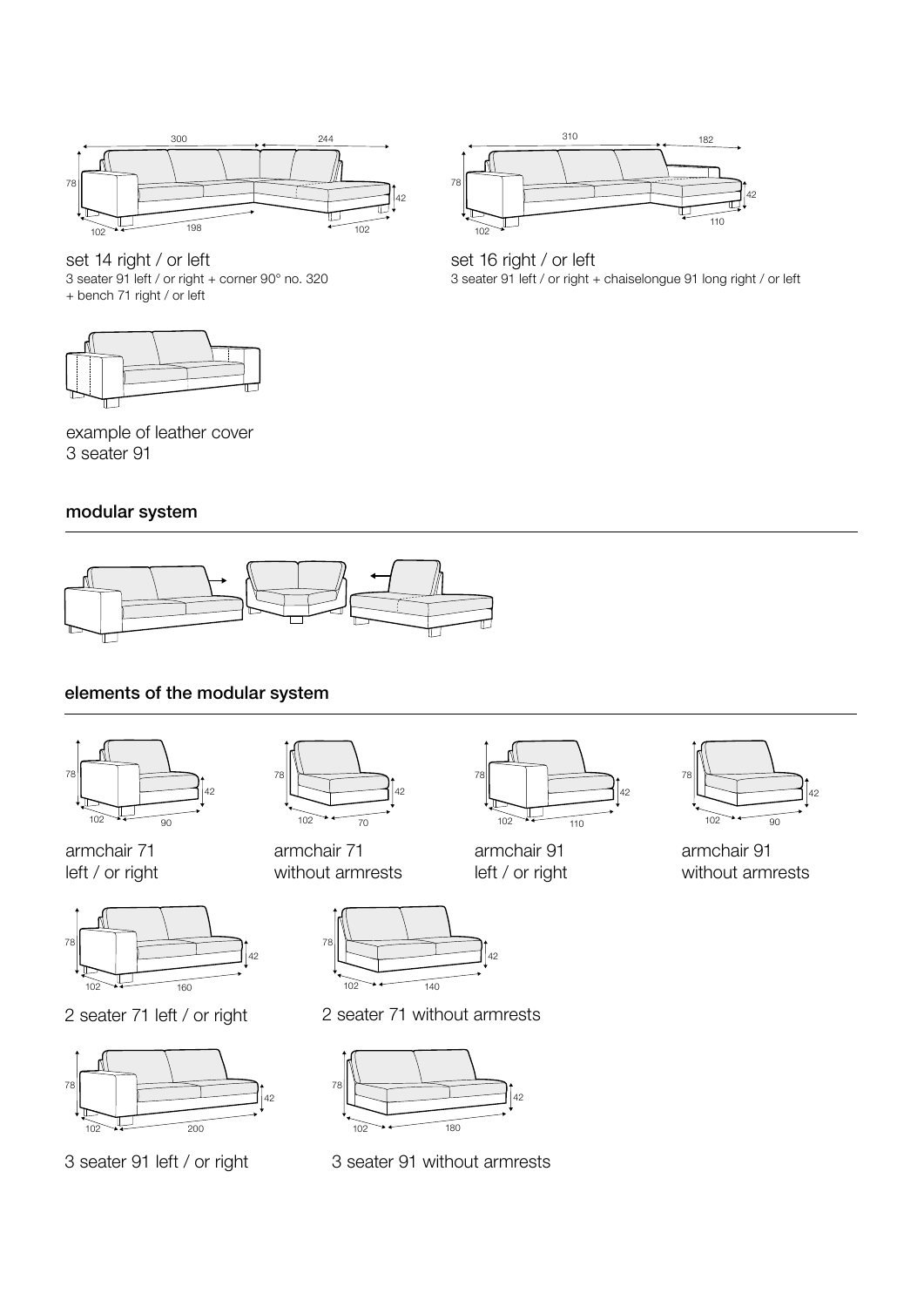set 14 right / or left
3 seater 91 left / or right + corner 90° no. 320
+ bench 71 right / or left

set 16 right / or left
3 seater 91 left / or right + chaiselongue 91 long right / or left

example of leather cover
3 seater 91

## modular system

## elements of the modular system

armchair 71
left / or right

armchair 71
without armrests

armchair 91
left / or right

armchair 91
without armrests

2 seater 71 left / or right

2 seater 71 without armrests

3 seater 91 left / or right

3 seater 91 without armrests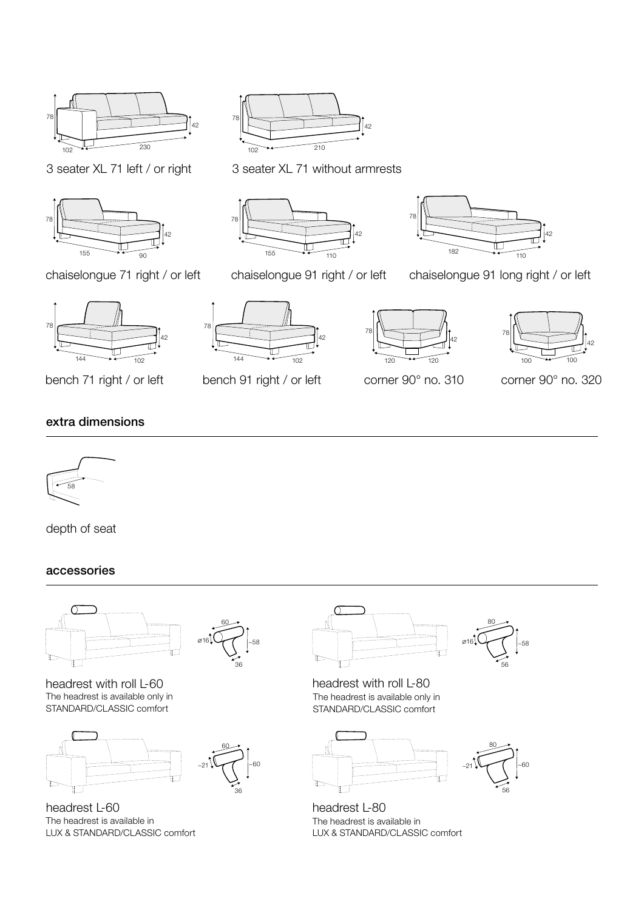3 seater XL 71 left / or right

3 seater XL 71 without armrests

chaiselongue 71 right / or left

chaiselongue 91 right / or left

chaiselongue 91 long right / or left

bench 71 right / or left

bench 91 right / or left

corner 90° no. 310

corner 90° no. 320

## extra dimensions

depth of seat

## accessories

headrest with roll L-60
The headrest is available only in STANDARD/CLASSIC comfort

headrest with roll L-80
The headrest is available only in STANDARD/CLASSIC comfort

headrest L-60
The headrest is available in LUX & STANDARD/CLASSIC comfort

headrest L-80
The headrest is available in LUX & STANDARD/CLASSIC comfort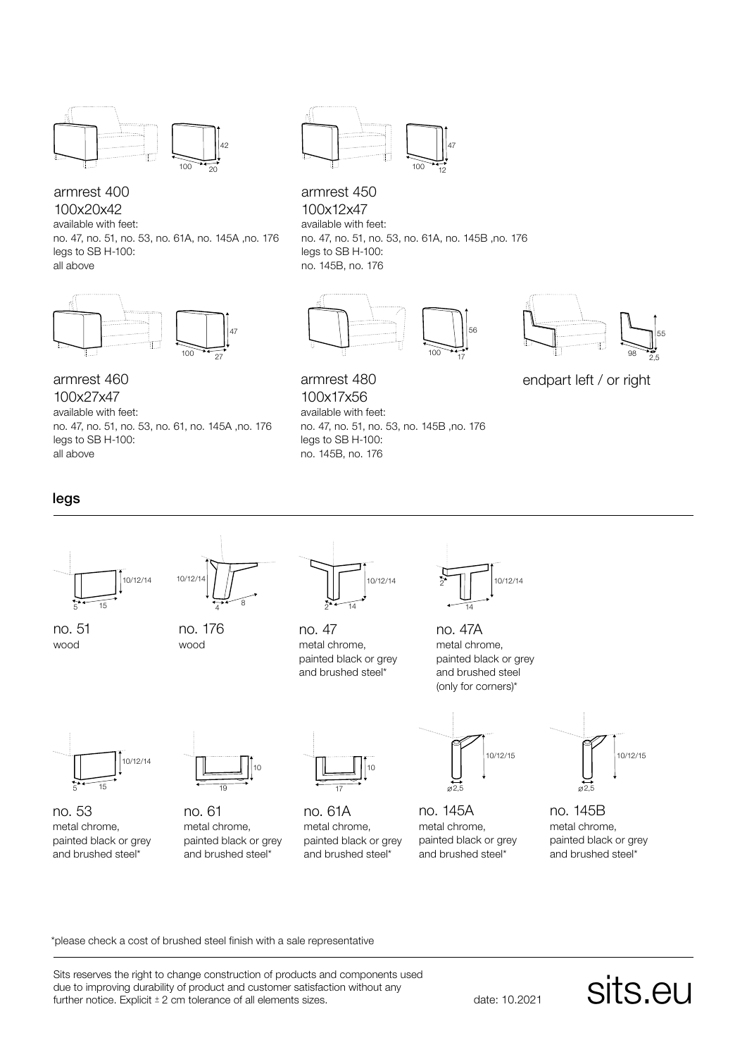100

20

42

armrest 400
100x20x42
available with feet:
no. 47, no. 51, no. 53, no. 61A, no. 145A ,no. 176
legs to SB H-100:
all above

100

12

47

armrest 450
100x12x47
available with feet:
no. 47, no. 51, no. 53, no. 61A, no. 145B ,no. 176
legs to SB H-100:
no. 145B, no. 176

100

27

47

armrest 460
100x27x47
available with feet:
no. 47, no. 51, no. 53, no. 61, no. 145A ,no. 176
legs to SB H-100:
all above

100

17

56

armrest 480
100x17x56
available with feet:
no. 47, no. 51, no. 53, no. 145B ,no. 176
legs to SB H-100:
no. 145B, no. 176

98

2,5

55

endpart left / or right

## legs

5 15 10/12/14

no. 51
wood

10/12/14 4 8

no. 176
wood

2 14 10/12/14

no. 47
metal chrome,
painted black or grey
and brushed steel*

2 14 10/12/14

no. 47A
metal chrome,
painted black or grey
and brushed steel
(only for corners)*

5 15 10/12/14

no. 53
metal chrome,
painted black or grey
and brushed steel*

19 10

no. 61
metal chrome,
painted black or grey
and brushed steel*

17 10

no. 61A
metal chrome,
painted black or grey
and brushed steel*

ø2,5 10/12/15

no. 145A
metal chrome,
painted black or grey
and brushed steel*

ø2,5 10/12/15

no. 145B
metal chrome,
painted black or grey
and brushed steel*

*please check a cost of brushed steel finish with a sale representative

Sits reserves the right to change construction of products and components used due to improving durability of product and customer satisfaction without any further notice. Explicit ± 2 cm tolerance of all elements sizes.

date: 10.2021

sits.eu